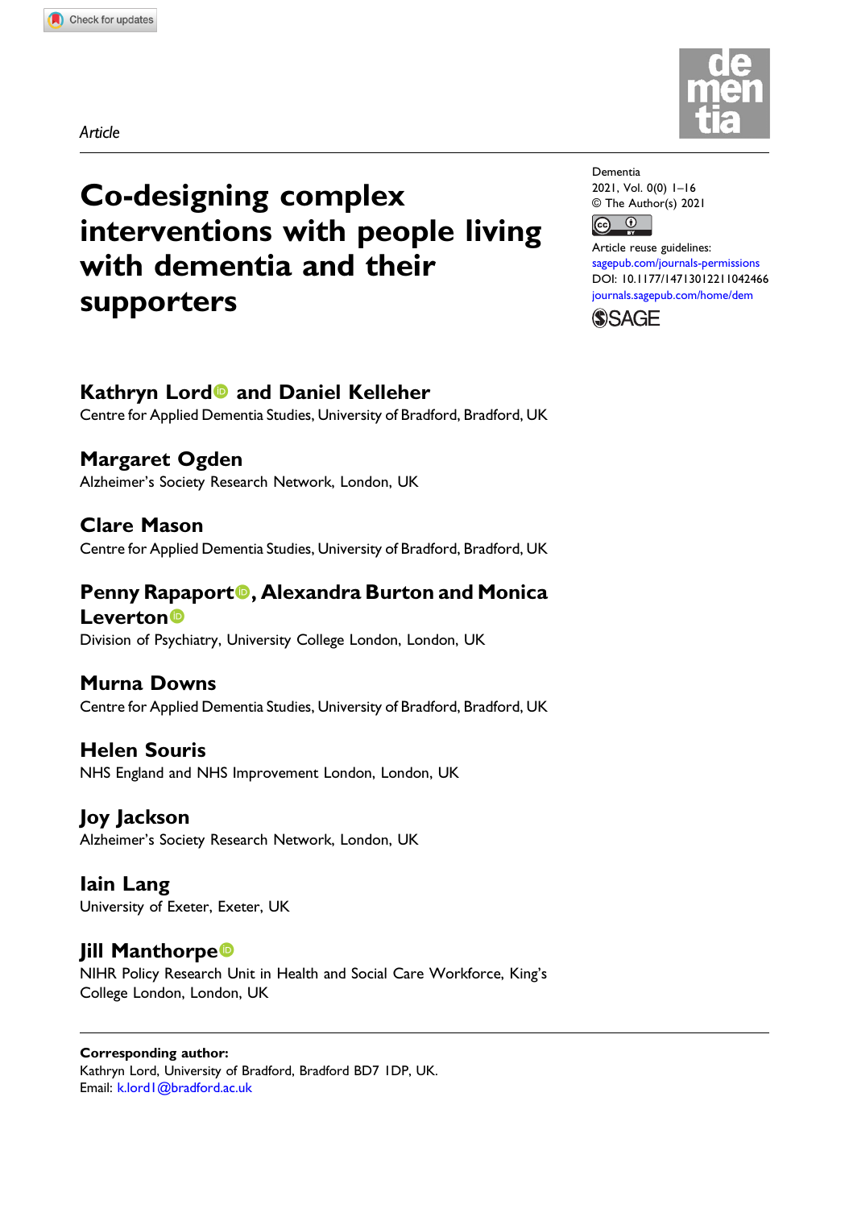Article

# Co-designing complex interventions with people living with dementia and their supporters

Dementia
2021, Vol. 0(0) 1–16
© The Author(s) 2021
Article reuse guidelines: sagepub.com/journals-permissions
DOI: 10.1177/14713012211042466
journals.sagepub.com/home/dem

**Kathryn Lord and Daniel Kelleher**
Centre for Applied Dementia Studies, University of Bradford, Bradford, UK

**Margaret Ogden**
Alzheimer's Society Research Network, London, UK

**Clare Mason**
Centre for Applied Dementia Studies, University of Bradford, Bradford, UK

**Penny Rapaport, Alexandra Burton and Monica Leverton**
Division of Psychiatry, University College London, London, UK

**Murna Downs**
Centre for Applied Dementia Studies, University of Bradford, Bradford, UK

**Helen Souris**
NHS England and NHS Improvement London, London, UK

**Joy Jackson**
Alzheimer's Society Research Network, London, UK

**Iain Lang**
University of Exeter, Exeter, UK

**Jill Manthorpe**
NIHR Policy Research Unit in Health and Social Care Workforce, King's College London, London, UK

**Corresponding author:**
Kathryn Lord, University of Bradford, Bradford BD7 1DP, UK.
Email: k.lord1@bradford.ac.uk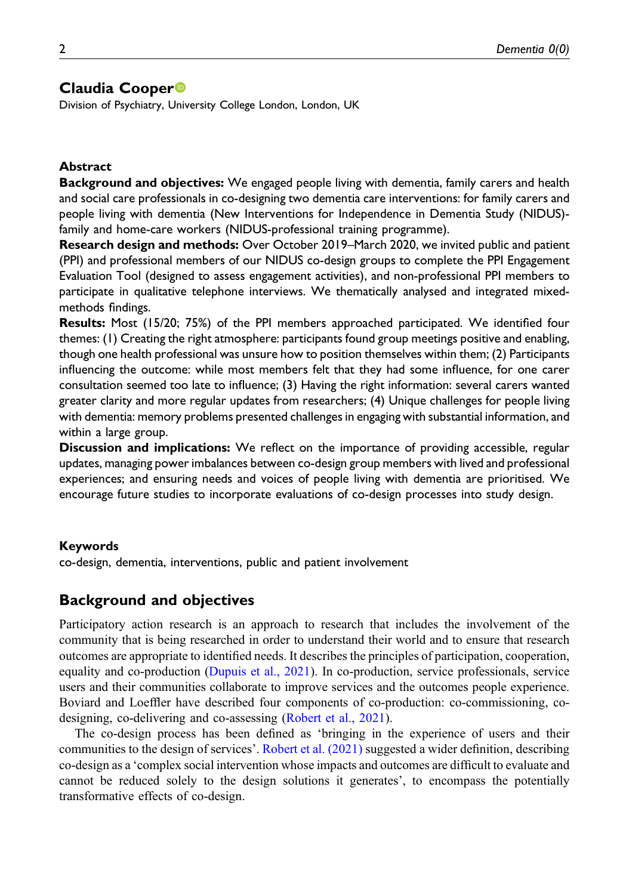**Claudia Cooper**

Division of Psychiatry, University College London, London, UK

## Abstract

**Background and objectives:** We engaged people living with dementia, family carers and health and social care professionals in co-designing two dementia care interventions: for family carers and people living with dementia (New Interventions for Independence in Dementia Study (NIDUS)-family and home-care workers (NIDUS-professional training programme).

**Research design and methods:** Over October 2019–March 2020, we invited public and patient (PPI) and professional members of our NIDUS co-design groups to complete the PPI Engagement Evaluation Tool (designed to assess engagement activities), and non-professional PPI members to participate in qualitative telephone interviews. We thematically analysed and integrated mixed-methods findings.

**Results:** Most (15/20; 75%) of the PPI members approached participated. We identified four themes: (1) Creating the right atmosphere: participants found group meetings positive and enabling, though one health professional was unsure how to position themselves within them; (2) Participants influencing the outcome: while most members felt that they had some influence, for one carer consultation seemed too late to influence; (3) Having the right information: several carers wanted greater clarity and more regular updates from researchers; (4) Unique challenges for people living with dementia: memory problems presented challenges in engaging with substantial information, and within a large group.

**Discussion and implications:** We reflect on the importance of providing accessible, regular updates, managing power imbalances between co-design group members with lived and professional experiences; and ensuring needs and voices of people living with dementia are prioritised. We encourage future studies to incorporate evaluations of co-design processes into study design.

### Keywords

co-design, dementia, interventions, public and patient involvement

## Background and objectives

Participatory action research is an approach to research that includes the involvement of the community that is being researched in order to understand their world and to ensure that research outcomes are appropriate to identified needs. It describes the principles of participation, cooperation, equality and co-production (Dupuis et al., 2021). In co-production, service professionals, service users and their communities collaborate to improve services and the outcomes people experience. Boviard and Loeffler have described four components of co-production: co-commissioning, co-designing, co-delivering and co-assessing (Robert et al., 2021).

The co-design process has been defined as 'bringing in the experience of users and their communities to the design of services'. Robert et al. (2021) suggested a wider definition, describing co-design as a 'complex social intervention whose impacts and outcomes are difficult to evaluate and cannot be reduced solely to the design solutions it generates', to encompass the potentially transformative effects of co-design.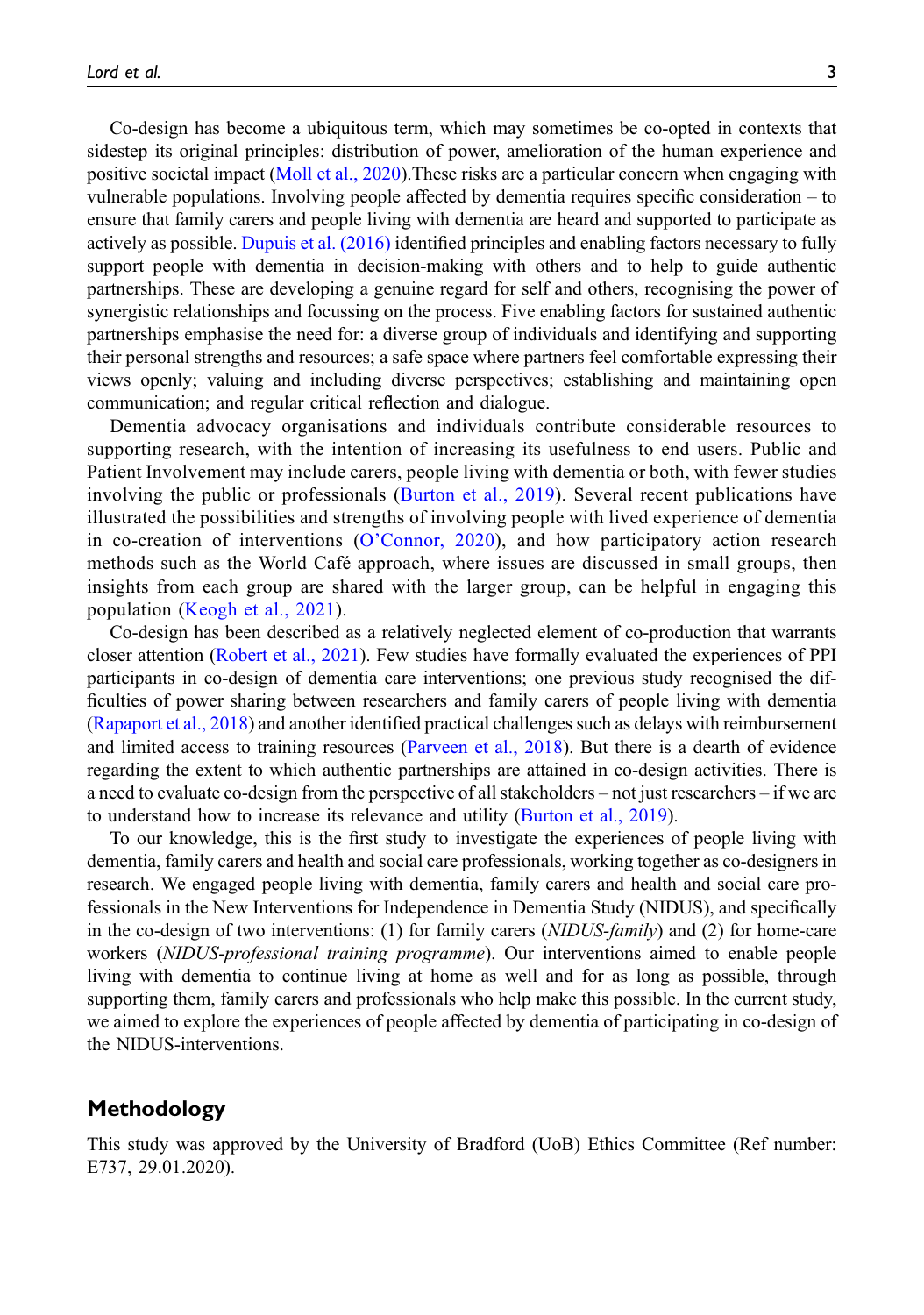Co-design has become a ubiquitous term, which may sometimes be co-opted in contexts that sidestep its original principles: distribution of power, amelioration of the human experience and positive societal impact (Moll et al., 2020).These risks are a particular concern when engaging with vulnerable populations. Involving people affected by dementia requires specific consideration – to ensure that family carers and people living with dementia are heard and supported to participate as actively as possible. Dupuis et al. (2016) identified principles and enabling factors necessary to fully support people with dementia in decision-making with others and to help to guide authentic partnerships. These are developing a genuine regard for self and others, recognising the power of synergistic relationships and focussing on the process. Five enabling factors for sustained authentic partnerships emphasise the need for: a diverse group of individuals and identifying and supporting their personal strengths and resources; a safe space where partners feel comfortable expressing their views openly; valuing and including diverse perspectives; establishing and maintaining open communication; and regular critical reflection and dialogue.

Dementia advocacy organisations and individuals contribute considerable resources to supporting research, with the intention of increasing its usefulness to end users. Public and Patient Involvement may include carers, people living with dementia or both, with fewer studies involving the public or professionals (Burton et al., 2019). Several recent publications have illustrated the possibilities and strengths of involving people with lived experience of dementia in co-creation of interventions (O'Connor, 2020), and how participatory action research methods such as the World Café approach, where issues are discussed in small groups, then insights from each group are shared with the larger group, can be helpful in engaging this population (Keogh et al., 2021).

Co-design has been described as a relatively neglected element of co-production that warrants closer attention (Robert et al., 2021). Few studies have formally evaluated the experiences of PPI participants in co-design of dementia care interventions; one previous study recognised the difficulties of power sharing between researchers and family carers of people living with dementia (Rapaport et al., 2018) and another identified practical challenges such as delays with reimbursement and limited access to training resources (Parveen et al., 2018). But there is a dearth of evidence regarding the extent to which authentic partnerships are attained in co-design activities. There is a need to evaluate co-design from the perspective of all stakeholders – not just researchers – if we are to understand how to increase its relevance and utility (Burton et al., 2019).

To our knowledge, this is the first study to investigate the experiences of people living with dementia, family carers and health and social care professionals, working together as co-designers in research. We engaged people living with dementia, family carers and health and social care professionals in the New Interventions for Independence in Dementia Study (NIDUS), and specifically in the co-design of two interventions: (1) for family carers (*NIDUS-family*) and (2) for home-care workers (*NIDUS-professional training programme*). Our interventions aimed to enable people living with dementia to continue living at home as well and for as long as possible, through supporting them, family carers and professionals who help make this possible. In the current study, we aimed to explore the experiences of people affected by dementia of participating in co-design of the NIDUS-interventions.

## Methodology

This study was approved by the University of Bradford (UoB) Ethics Committee (Ref number: E737, 29.01.2020).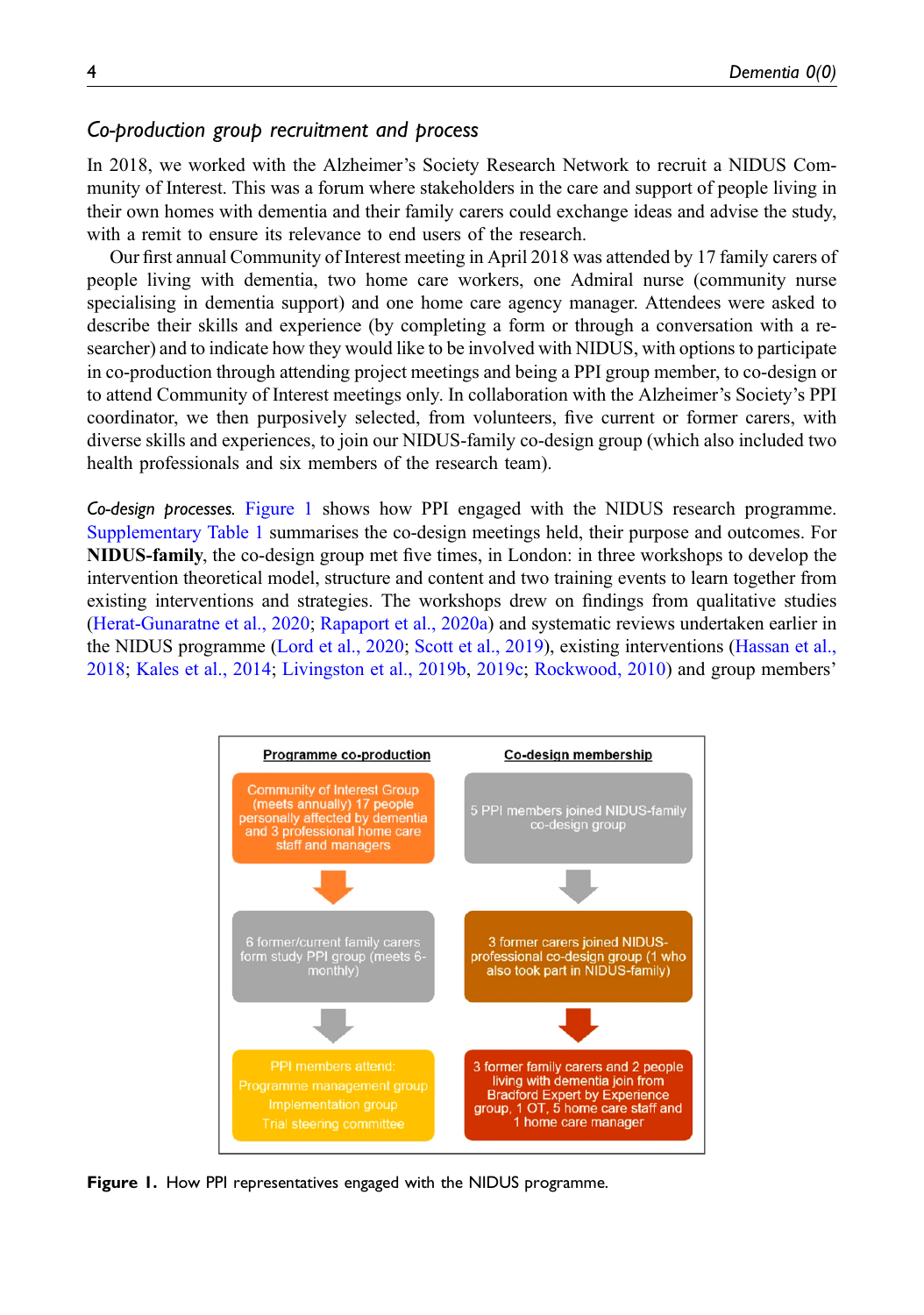### Co-production group recruitment and process

In 2018, we worked with the Alzheimer's Society Research Network to recruit a NIDUS Community of Interest. This was a forum where stakeholders in the care and support of people living in their own homes with dementia and their family carers could exchange ideas and advise the study, with a remit to ensure its relevance to end users of the research.

Our first annual Community of Interest meeting in April 2018 was attended by 17 family carers of people living with dementia, two home care workers, one Admiral nurse (community nurse specialising in dementia support) and one home care agency manager. Attendees were asked to describe their skills and experience (by completing a form or through a conversation with a researcher) and to indicate how they would like to be involved with NIDUS, with options to participate in co-production through attending project meetings and being a PPI group member, to co-design or to attend Community of Interest meetings only. In collaboration with the Alzheimer's Society's PPI coordinator, we then purposively selected, from volunteers, five current or former carers, with diverse skills and experiences, to join our NIDUS-family co-design group (which also included two health professionals and six members of the research team).

*Co-design processes.* Figure 1 shows how PPI engaged with the NIDUS research programme. Supplementary Table 1 summarises the co-design meetings held, their purpose and outcomes. For **NIDUS-family**, the co-design group met five times, in London: in three workshops to develop the intervention theoretical model, structure and content and two training events to learn together from existing interventions and strategies. The workshops drew on findings from qualitative studies (Herat-Gunaratne et al., 2020; Rapaport et al., 2020a) and systematic reviews undertaken earlier in the NIDUS programme (Lord et al., 2020; Scott et al., 2019), existing interventions (Hassan et al., 2018; Kales et al., 2014; Livingston et al., 2019b, 2019c; Rockwood, 2010) and group members'

| Programme co-production | Co-design membership |
|---|---|
| Community of Interest Group (meets annually) 17 people personally affected by dementia and 3 professional home care staff and managers | 5 PPI members joined NIDUS-family co-design group |
| ↓ | ↓ |
| 6 former/current family carers form study PPI group (meets 6-monthly) | 3 former carers joined NIDUS-professional co-design group (1 who also took part in NIDUS-family) |
| ↓ | ↓ |
| PPI members attend: Programme management group; Implementation group; Trial steering committee | 3 former family carers and 2 people living with dementia join from Bradford Expert by Experience group, 1 OT, 5 home care staff and 1 home care manager |

**Figure 1.** How PPI representatives engaged with the NIDUS programme.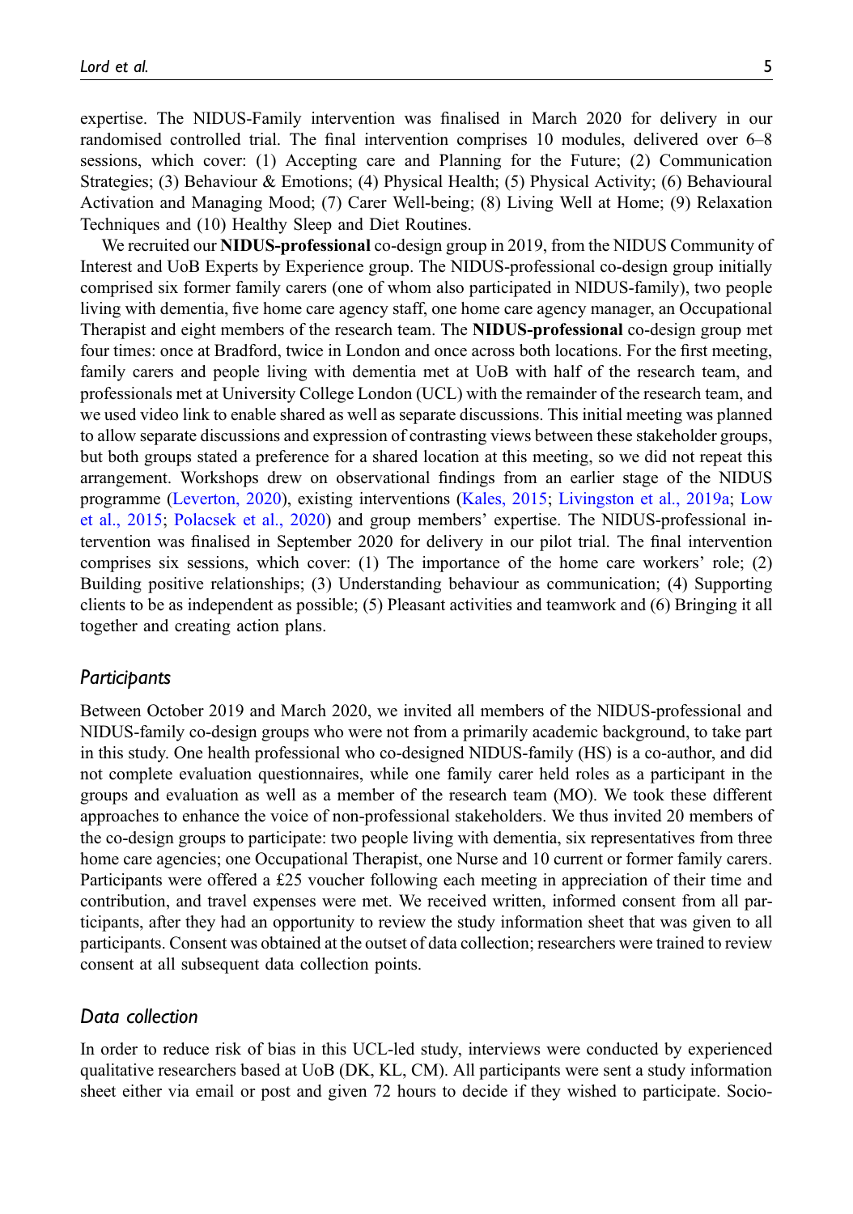expertise. The NIDUS-Family intervention was finalised in March 2020 for delivery in our randomised controlled trial. The final intervention comprises 10 modules, delivered over 6–8 sessions, which cover: (1) Accepting care and Planning for the Future; (2) Communication Strategies; (3) Behaviour & Emotions; (4) Physical Health; (5) Physical Activity; (6) Behavioural Activation and Managing Mood; (7) Carer Well-being; (8) Living Well at Home; (9) Relaxation Techniques and (10) Healthy Sleep and Diet Routines.

We recruited our **NIDUS-professional** co-design group in 2019, from the NIDUS Community of Interest and UoB Experts by Experience group. The NIDUS-professional co-design group initially comprised six former family carers (one of whom also participated in NIDUS-family), two people living with dementia, five home care agency staff, one home care agency manager, an Occupational Therapist and eight members of the research team. The **NIDUS-professional** co-design group met four times: once at Bradford, twice in London and once across both locations. For the first meeting, family carers and people living with dementia met at UoB with half of the research team, and professionals met at University College London (UCL) with the remainder of the research team, and we used video link to enable shared as well as separate discussions. This initial meeting was planned to allow separate discussions and expression of contrasting views between these stakeholder groups, but both groups stated a preference for a shared location at this meeting, so we did not repeat this arrangement. Workshops drew on observational findings from an earlier stage of the NIDUS programme (Leverton, 2020), existing interventions (Kales, 2015; Livingston et al., 2019a; Low et al., 2015; Polacsek et al., 2020) and group members' expertise. The NIDUS-professional intervention was finalised in September 2020 for delivery in our pilot trial. The final intervention comprises six sessions, which cover: (1) The importance of the home care workers' role; (2) Building positive relationships; (3) Understanding behaviour as communication; (4) Supporting clients to be as independent as possible; (5) Pleasant activities and teamwork and (6) Bringing it all together and creating action plans.

## *Participants*

Between October 2019 and March 2020, we invited all members of the NIDUS-professional and NIDUS-family co-design groups who were not from a primarily academic background, to take part in this study. One health professional who co-designed NIDUS-family (HS) is a co-author, and did not complete evaluation questionnaires, while one family carer held roles as a participant in the groups and evaluation as well as a member of the research team (MO). We took these different approaches to enhance the voice of non-professional stakeholders. We thus invited 20 members of the co-design groups to participate: two people living with dementia, six representatives from three home care agencies; one Occupational Therapist, one Nurse and 10 current or former family carers. Participants were offered a £25 voucher following each meeting in appreciation of their time and contribution, and travel expenses were met. We received written, informed consent from all participants, after they had an opportunity to review the study information sheet that was given to all participants. Consent was obtained at the outset of data collection; researchers were trained to review consent at all subsequent data collection points.

## *Data collection*

In order to reduce risk of bias in this UCL-led study, interviews were conducted by experienced qualitative researchers based at UoB (DK, KL, CM). All participants were sent a study information sheet either via email or post and given 72 hours to decide if they wished to participate. Socio-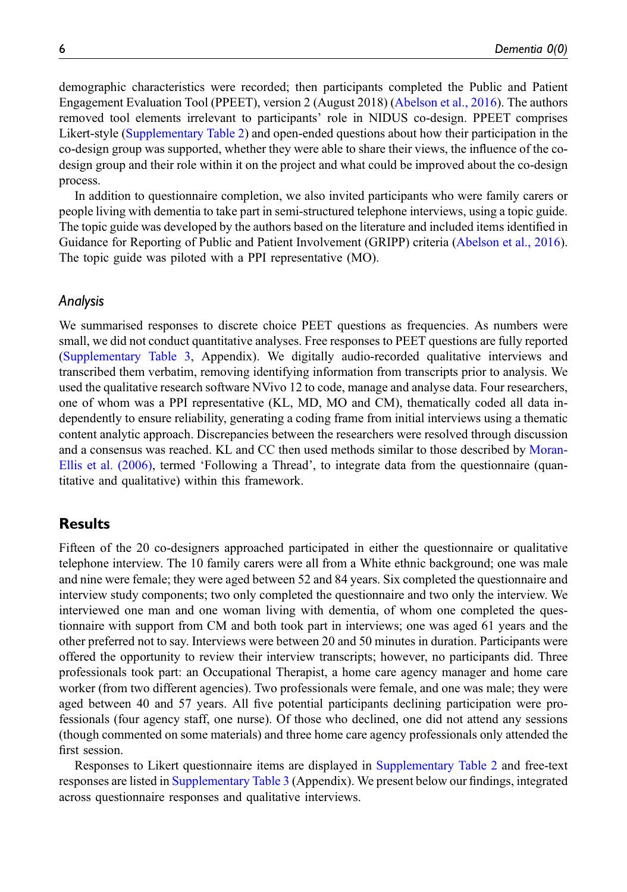demographic characteristics were recorded; then participants completed the Public and Patient Engagement Evaluation Tool (PPEET), version 2 (August 2018) (Abelson et al., 2016). The authors removed tool elements irrelevant to participants' role in NIDUS co-design. PPEET comprises Likert-style (Supplementary Table 2) and open-ended questions about how their participation in the co-design group was supported, whether they were able to share their views, the influence of the co-design group and their role within it on the project and what could be improved about the co-design process.

In addition to questionnaire completion, we also invited participants who were family carers or people living with dementia to take part in semi-structured telephone interviews, using a topic guide. The topic guide was developed by the authors based on the literature and included items identified in Guidance for Reporting of Public and Patient Involvement (GRIPP) criteria (Abelson et al., 2016). The topic guide was piloted with a PPI representative (MO).

### *Analysis*

We summarised responses to discrete choice PEET questions as frequencies. As numbers were small, we did not conduct quantitative analyses. Free responses to PEET questions are fully reported (Supplementary Table 3, Appendix). We digitally audio-recorded qualitative interviews and transcribed them verbatim, removing identifying information from transcripts prior to analysis. We used the qualitative research software NVivo 12 to code, manage and analyse data. Four researchers, one of whom was a PPI representative (KL, MD, MO and CM), thematically coded all data independently to ensure reliability, generating a coding frame from initial interviews using a thematic content analytic approach. Discrepancies between the researchers were resolved through discussion and a consensus was reached. KL and CC then used methods similar to those described by Moran-Ellis et al. (2006), termed 'Following a Thread', to integrate data from the questionnaire (quantitative and qualitative) within this framework.

## Results

Fifteen of the 20 co-designers approached participated in either the questionnaire or qualitative telephone interview. The 10 family carers were all from a White ethnic background; one was male and nine were female; they were aged between 52 and 84 years. Six completed the questionnaire and interview study components; two only completed the questionnaire and two only the interview. We interviewed one man and one woman living with dementia, of whom one completed the questionnaire with support from CM and both took part in interviews; one was aged 61 years and the other preferred not to say. Interviews were between 20 and 50 minutes in duration. Participants were offered the opportunity to review their interview transcripts; however, no participants did. Three professionals took part: an Occupational Therapist, a home care agency manager and home care worker (from two different agencies). Two professionals were female, and one was male; they were aged between 40 and 57 years. All five potential participants declining participation were professionals (four agency staff, one nurse). Of those who declined, one did not attend any sessions (though commented on some materials) and three home care agency professionals only attended the first session.

Responses to Likert questionnaire items are displayed in Supplementary Table 2 and free-text responses are listed in Supplementary Table 3 (Appendix). We present below our findings, integrated across questionnaire responses and qualitative interviews.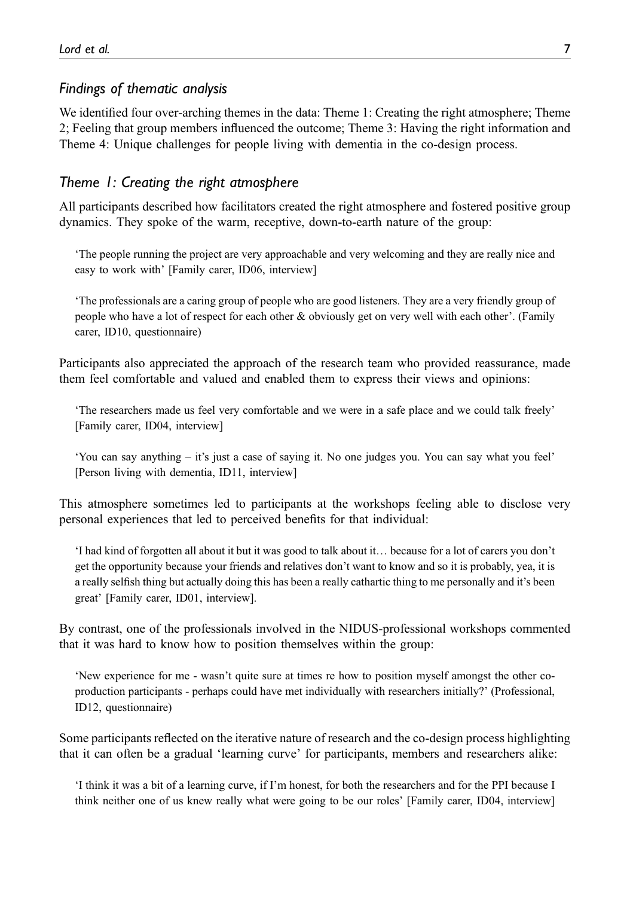## *Findings of thematic analysis*

We identified four over-arching themes in the data: Theme 1: Creating the right atmosphere; Theme 2; Feeling that group members influenced the outcome; Theme 3: Having the right information and Theme 4: Unique challenges for people living with dementia in the co-design process.

## *Theme 1: Creating the right atmosphere*

All participants described how facilitators created the right atmosphere and fostered positive group dynamics. They spoke of the warm, receptive, down-to-earth nature of the group:

> 'The people running the project are very approachable and very welcoming and they are really nice and easy to work with' [Family carer, ID06, interview]

> 'The professionals are a caring group of people who are good listeners. They are a very friendly group of people who have a lot of respect for each other & obviously get on very well with each other'. (Family carer, ID10, questionnaire)

Participants also appreciated the approach of the research team who provided reassurance, made them feel comfortable and valued and enabled them to express their views and opinions:

> 'The researchers made us feel very comfortable and we were in a safe place and we could talk freely' [Family carer, ID04, interview]

> 'You can say anything – it's just a case of saying it. No one judges you. You can say what you feel' [Person living with dementia, ID11, interview]

This atmosphere sometimes led to participants at the workshops feeling able to disclose very personal experiences that led to perceived benefits for that individual:

> 'I had kind of forgotten all about it but it was good to talk about it… because for a lot of carers you don't get the opportunity because your friends and relatives don't want to know and so it is probably, yea, it is a really selfish thing but actually doing this has been a really cathartic thing to me personally and it's been great' [Family carer, ID01, interview].

By contrast, one of the professionals involved in the NIDUS-professional workshops commented that it was hard to know how to position themselves within the group:

> 'New experience for me - wasn't quite sure at times re how to position myself amongst the other co-production participants - perhaps could have met individually with researchers initially?' (Professional, ID12, questionnaire)

Some participants reflected on the iterative nature of research and the co-design process highlighting that it can often be a gradual 'learning curve' for participants, members and researchers alike:

> 'I think it was a bit of a learning curve, if I'm honest, for both the researchers and for the PPI because I think neither one of us knew really what were going to be our roles' [Family carer, ID04, interview]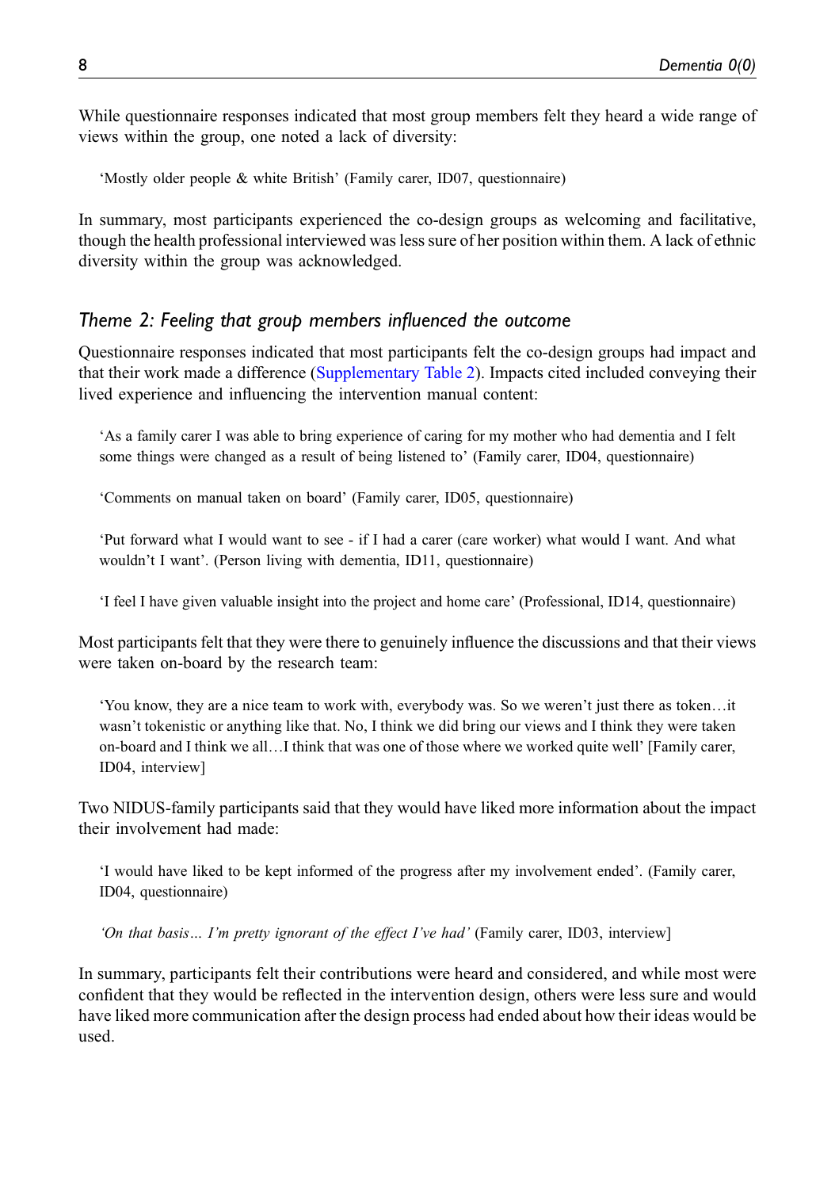While questionnaire responses indicated that most group members felt they heard a wide range of views within the group, one noted a lack of diversity:

> 'Mostly older people & white British' (Family carer, ID07, questionnaire)

In summary, most participants experienced the co-design groups as welcoming and facilitative, though the health professional interviewed was less sure of her position within them. A lack of ethnic diversity within the group was acknowledged.

### *Theme 2: Feeling that group members influenced the outcome*

Questionnaire responses indicated that most participants felt the co-design groups had impact and that their work made a difference (Supplementary Table 2). Impacts cited included conveying their lived experience and influencing the intervention manual content:

> 'As a family carer I was able to bring experience of caring for my mother who had dementia and I felt some things were changed as a result of being listened to' (Family carer, ID04, questionnaire)

> 'Comments on manual taken on board' (Family carer, ID05, questionnaire)

> 'Put forward what I would want to see - if I had a carer (care worker) what would I want. And what wouldn't I want'. (Person living with dementia, ID11, questionnaire)

> 'I feel I have given valuable insight into the project and home care' (Professional, ID14, questionnaire)

Most participants felt that they were there to genuinely influence the discussions and that their views were taken on-board by the research team:

> 'You know, they are a nice team to work with, everybody was. So we weren't just there as token…it wasn't tokenistic or anything like that. No, I think we did bring our views and I think they were taken on-board and I think we all…I think that was one of those where we worked quite well' [Family carer, ID04, interview]

Two NIDUS-family participants said that they would have liked more information about the impact their involvement had made:

> 'I would have liked to be kept informed of the progress after my involvement ended'. (Family carer, ID04, questionnaire)

> *'On that basis… I'm pretty ignorant of the effect I've had'* (Family carer, ID03, interview]

In summary, participants felt their contributions were heard and considered, and while most were confident that they would be reflected in the intervention design, others were less sure and would have liked more communication after the design process had ended about how their ideas would be used.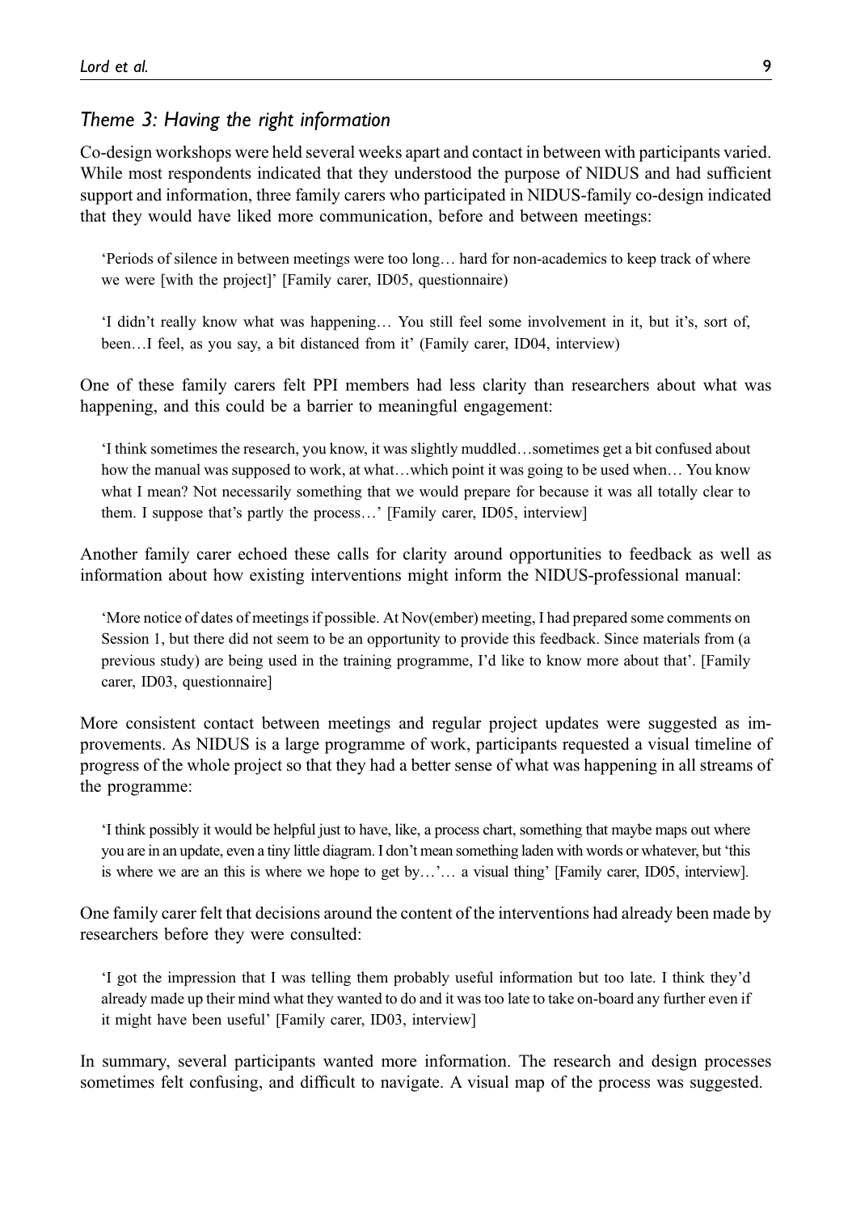### *Theme 3: Having the right information*

Co-design workshops were held several weeks apart and contact in between with participants varied. While most respondents indicated that they understood the purpose of NIDUS and had sufficient support and information, three family carers who participated in NIDUS-family co-design indicated that they would have liked more communication, before and between meetings:

> 'Periods of silence in between meetings were too long… hard for non-academics to keep track of where we were [with the project]' [Family carer, ID05, questionnaire)

> 'I didn't really know what was happening… You still feel some involvement in it, but it's, sort of, been…I feel, as you say, a bit distanced from it' (Family carer, ID04, interview)

One of these family carers felt PPI members had less clarity than researchers about what was happening, and this could be a barrier to meaningful engagement:

> 'I think sometimes the research, you know, it was slightly muddled…sometimes get a bit confused about how the manual was supposed to work, at what…which point it was going to be used when… You know what I mean? Not necessarily something that we would prepare for because it was all totally clear to them. I suppose that's partly the process…' [Family carer, ID05, interview]

Another family carer echoed these calls for clarity around opportunities to feedback as well as information about how existing interventions might inform the NIDUS-professional manual:

> 'More notice of dates of meetings if possible. At Nov(ember) meeting, I had prepared some comments on Session 1, but there did not seem to be an opportunity to provide this feedback. Since materials from (a previous study) are being used in the training programme, I'd like to know more about that'. [Family carer, ID03, questionnaire]

More consistent contact between meetings and regular project updates were suggested as improvements. As NIDUS is a large programme of work, participants requested a visual timeline of progress of the whole project so that they had a better sense of what was happening in all streams of the programme:

> 'I think possibly it would be helpful just to have, like, a process chart, something that maybe maps out where you are in an update, even a tiny little diagram. I don't mean something laden with words or whatever, but 'this is where we are an this is where we hope to get by…'… a visual thing' [Family carer, ID05, interview].

One family carer felt that decisions around the content of the interventions had already been made by researchers before they were consulted:

> 'I got the impression that I was telling them probably useful information but too late. I think they'd already made up their mind what they wanted to do and it was too late to take on-board any further even if it might have been useful' [Family carer, ID03, interview]

In summary, several participants wanted more information. The research and design processes sometimes felt confusing, and difficult to navigate. A visual map of the process was suggested.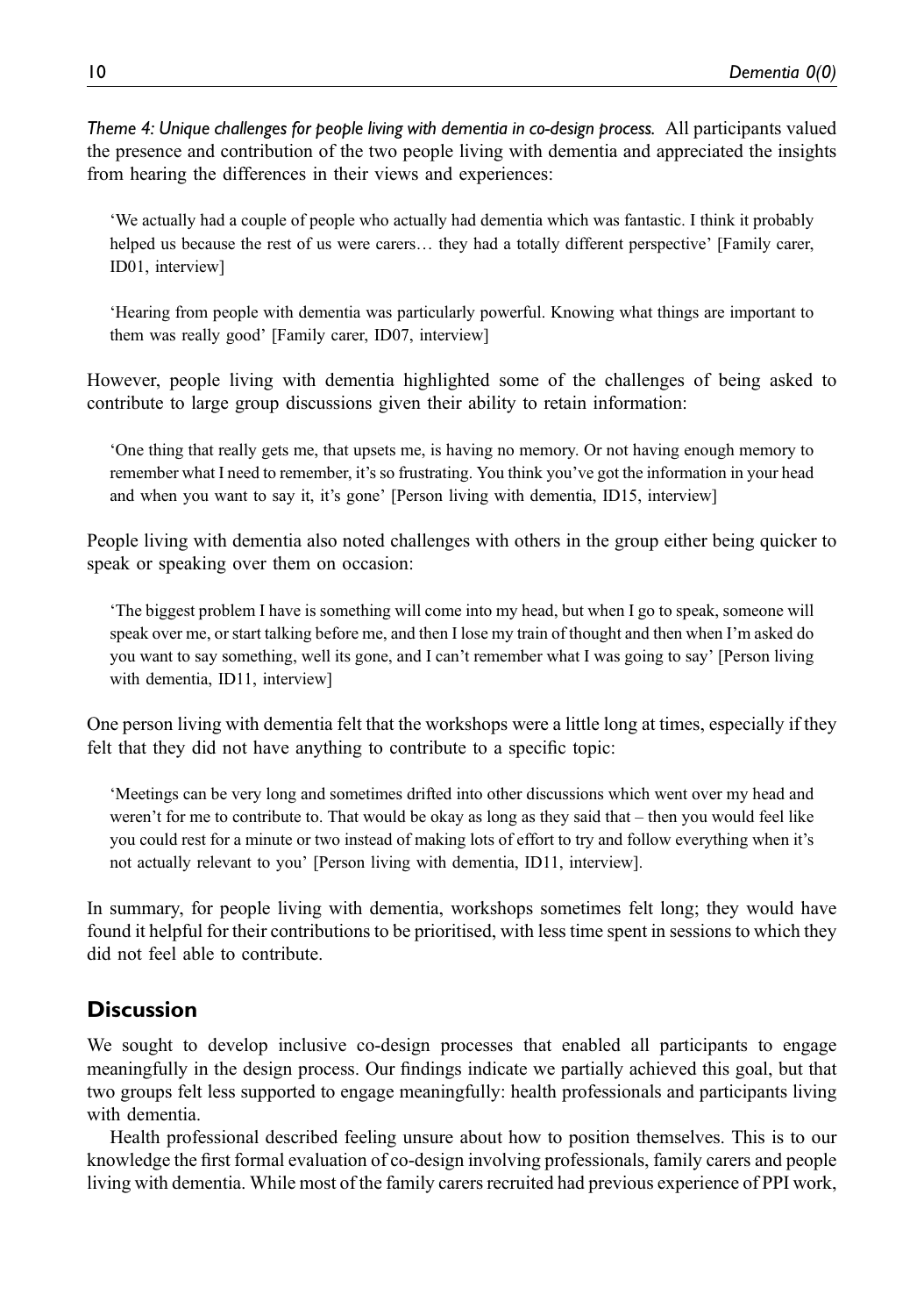*Theme 4: Unique challenges for people living with dementia in co-design process.* All participants valued the presence and contribution of the two people living with dementia and appreciated the insights from hearing the differences in their views and experiences:

> 'We actually had a couple of people who actually had dementia which was fantastic. I think it probably helped us because the rest of us were carers… they had a totally different perspective' [Family carer, ID01, interview]

> 'Hearing from people with dementia was particularly powerful. Knowing what things are important to them was really good' [Family carer, ID07, interview]

However, people living with dementia highlighted some of the challenges of being asked to contribute to large group discussions given their ability to retain information:

> 'One thing that really gets me, that upsets me, is having no memory. Or not having enough memory to remember what I need to remember, it's so frustrating. You think you've got the information in your head and when you want to say it, it's gone' [Person living with dementia, ID15, interview]

People living with dementia also noted challenges with others in the group either being quicker to speak or speaking over them on occasion:

> 'The biggest problem I have is something will come into my head, but when I go to speak, someone will speak over me, or start talking before me, and then I lose my train of thought and then when I'm asked do you want to say something, well its gone, and I can't remember what I was going to say' [Person living with dementia, ID11, interview]

One person living with dementia felt that the workshops were a little long at times, especially if they felt that they did not have anything to contribute to a specific topic:

> 'Meetings can be very long and sometimes drifted into other discussions which went over my head and weren't for me to contribute to. That would be okay as long as they said that – then you would feel like you could rest for a minute or two instead of making lots of effort to try and follow everything when it's not actually relevant to you' [Person living with dementia, ID11, interview].

In summary, for people living with dementia, workshops sometimes felt long; they would have found it helpful for their contributions to be prioritised, with less time spent in sessions to which they did not feel able to contribute.

## Discussion

We sought to develop inclusive co-design processes that enabled all participants to engage meaningfully in the design process. Our findings indicate we partially achieved this goal, but that two groups felt less supported to engage meaningfully: health professionals and participants living with dementia.

Health professional described feeling unsure about how to position themselves. This is to our knowledge the first formal evaluation of co-design involving professionals, family carers and people living with dementia. While most of the family carers recruited had previous experience of PPI work,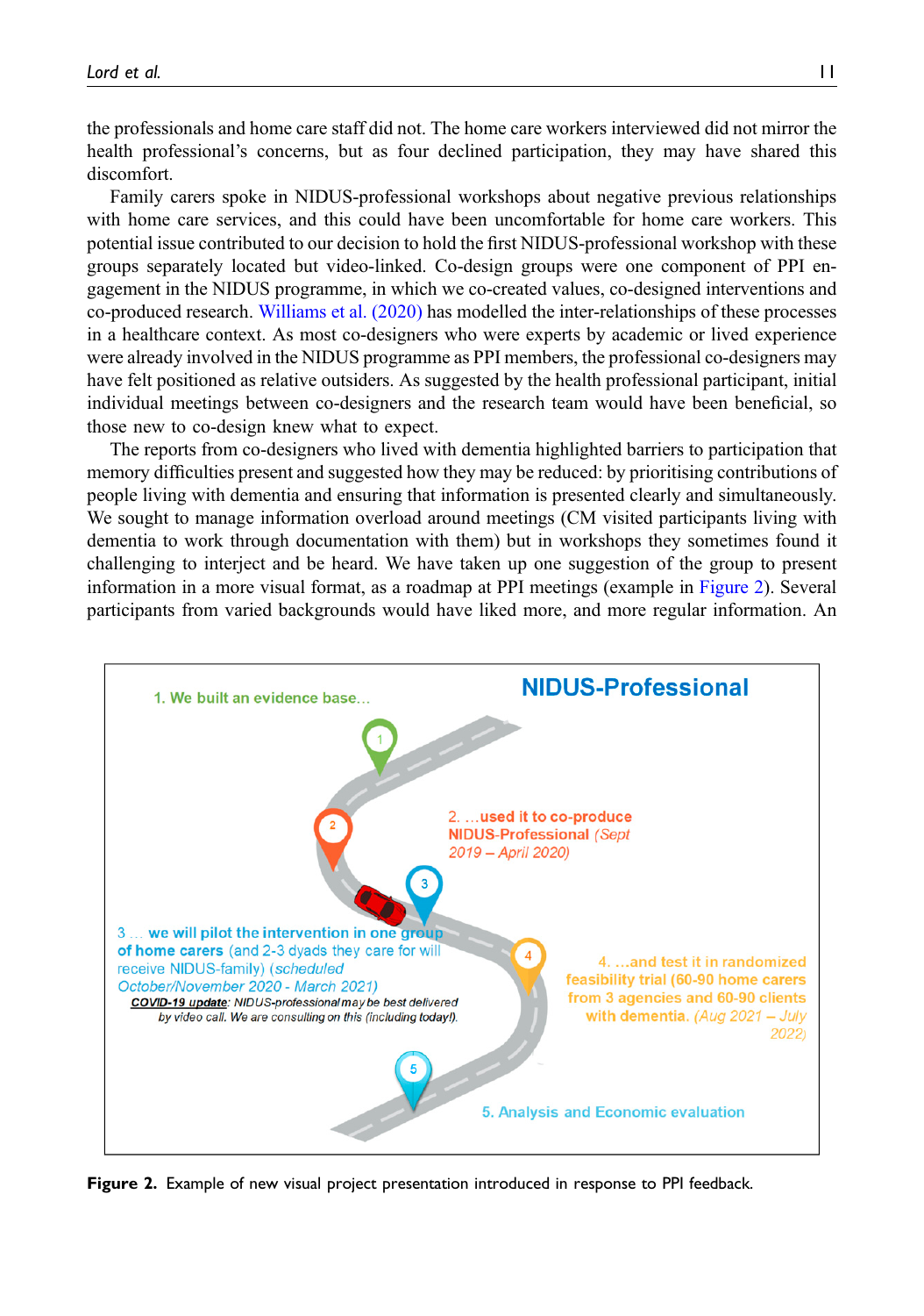the professionals and home care staff did not. The home care workers interviewed did not mirror the health professional's concerns, but as four declined participation, they may have shared this discomfort.

Family carers spoke in NIDUS-professional workshops about negative previous relationships with home care services, and this could have been uncomfortable for home care workers. This potential issue contributed to our decision to hold the first NIDUS-professional workshop with these groups separately located but video-linked. Co-design groups were one component of PPI engagement in the NIDUS programme, in which we co-created values, co-designed interventions and co-produced research. Williams et al. (2020) has modelled the inter-relationships of these processes in a healthcare context. As most co-designers who were experts by academic or lived experience were already involved in the NIDUS programme as PPI members, the professional co-designers may have felt positioned as relative outsiders. As suggested by the health professional participant, initial individual meetings between co-designers and the research team would have been beneficial, so those new to co-design knew what to expect.

The reports from co-designers who lived with dementia highlighted barriers to participation that memory difficulties present and suggested how they may be reduced: by prioritising contributions of people living with dementia and ensuring that information is presented clearly and simultaneously. We sought to manage information overload around meetings (CM visited participants living with dementia to work through documentation with them) but in workshops they sometimes found it challenging to interject and be heard. We have taken up one suggestion of the group to present information in a more visual format, as a roadmap at PPI meetings (example in Figure 2). Several participants from varied backgrounds would have liked more, and more regular information. An

**Figure 2.** Example of new visual project presentation introduced in response to PPI feedback.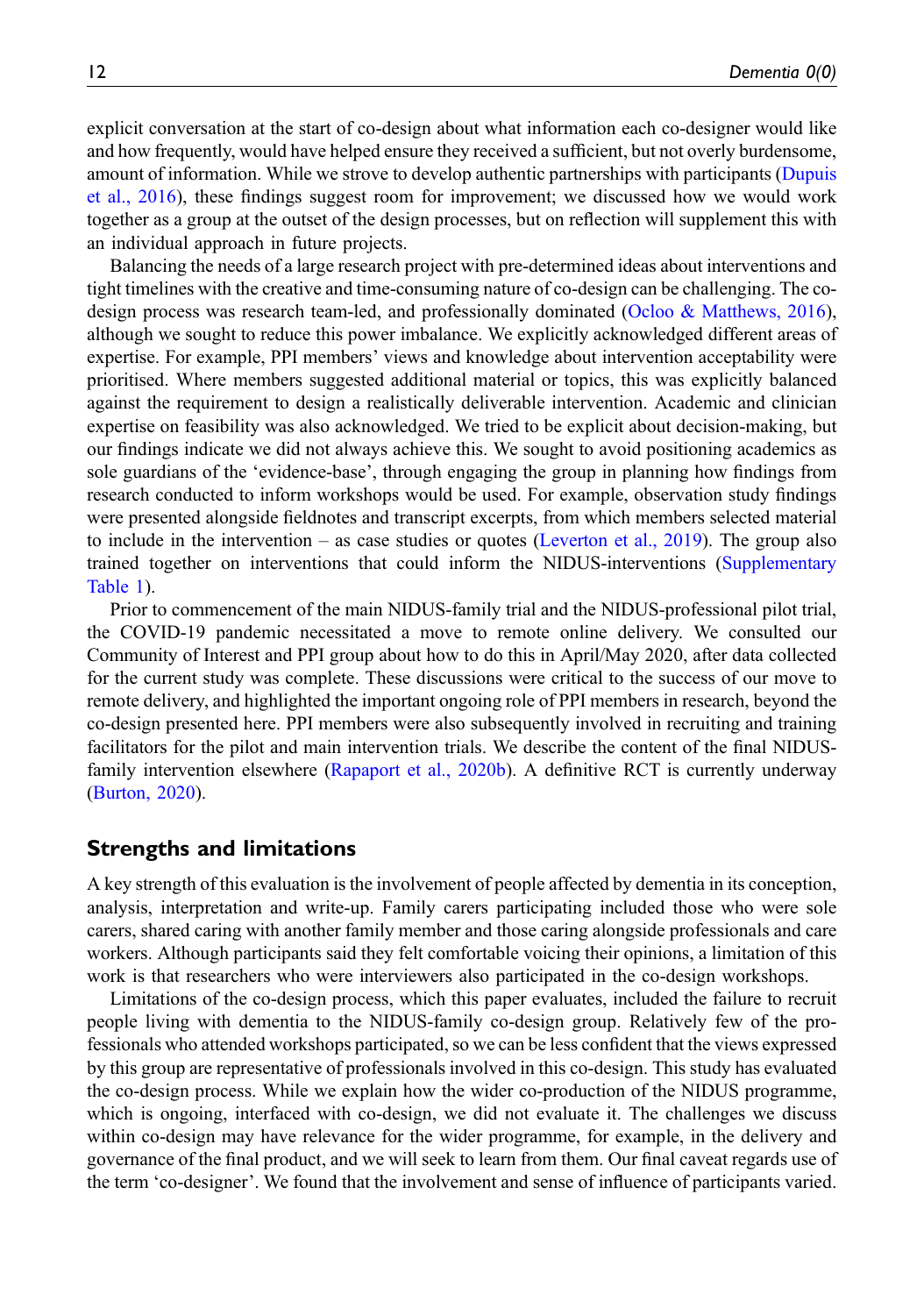explicit conversation at the start of co-design about what information each co-designer would like and how frequently, would have helped ensure they received a sufficient, but not overly burdensome, amount of information. While we strove to develop authentic partnerships with participants (Dupuis et al., 2016), these findings suggest room for improvement; we discussed how we would work together as a group at the outset of the design processes, but on reflection will supplement this with an individual approach in future projects.

Balancing the needs of a large research project with pre-determined ideas about interventions and tight timelines with the creative and time-consuming nature of co-design can be challenging. The co-design process was research team-led, and professionally dominated (Ocloo & Matthews, 2016), although we sought to reduce this power imbalance. We explicitly acknowledged different areas of expertise. For example, PPI members' views and knowledge about intervention acceptability were prioritised. Where members suggested additional material or topics, this was explicitly balanced against the requirement to design a realistically deliverable intervention. Academic and clinician expertise on feasibility was also acknowledged. We tried to be explicit about decision-making, but our findings indicate we did not always achieve this. We sought to avoid positioning academics as sole guardians of the 'evidence-base', through engaging the group in planning how findings from research conducted to inform workshops would be used. For example, observation study findings were presented alongside fieldnotes and transcript excerpts, from which members selected material to include in the intervention – as case studies or quotes (Leverton et al., 2019). The group also trained together on interventions that could inform the NIDUS-interventions (Supplementary Table 1).

Prior to commencement of the main NIDUS-family trial and the NIDUS-professional pilot trial, the COVID-19 pandemic necessitated a move to remote online delivery. We consulted our Community of Interest and PPI group about how to do this in April/May 2020, after data collected for the current study was complete. These discussions were critical to the success of our move to remote delivery, and highlighted the important ongoing role of PPI members in research, beyond the co-design presented here. PPI members were also subsequently involved in recruiting and training facilitators for the pilot and main intervention trials. We describe the content of the final NIDUS-family intervention elsewhere (Rapaport et al., 2020b). A definitive RCT is currently underway (Burton, 2020).

## Strengths and limitations

A key strength of this evaluation is the involvement of people affected by dementia in its conception, analysis, interpretation and write-up. Family carers participating included those who were sole carers, shared caring with another family member and those caring alongside professionals and care workers. Although participants said they felt comfortable voicing their opinions, a limitation of this work is that researchers who were interviewers also participated in the co-design workshops.

Limitations of the co-design process, which this paper evaluates, included the failure to recruit people living with dementia to the NIDUS-family co-design group. Relatively few of the professionals who attended workshops participated, so we can be less confident that the views expressed by this group are representative of professionals involved in this co-design. This study has evaluated the co-design process. While we explain how the wider co-production of the NIDUS programme, which is ongoing, interfaced with co-design, we did not evaluate it. The challenges we discuss within co-design may have relevance for the wider programme, for example, in the delivery and governance of the final product, and we will seek to learn from them. Our final caveat regards use of the term 'co-designer'. We found that the involvement and sense of influence of participants varied.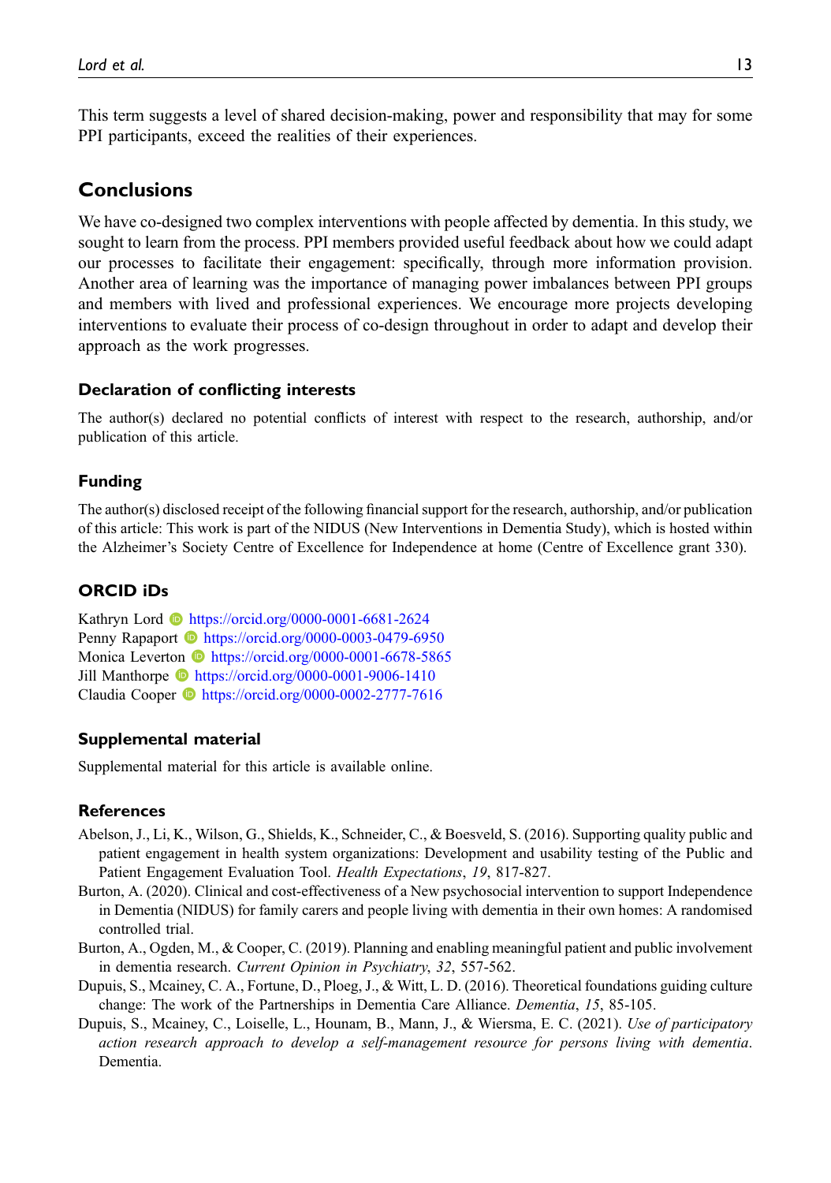This term suggests a level of shared decision-making, power and responsibility that may for some PPI participants, exceed the realities of their experiences.

## Conclusions

We have co-designed two complex interventions with people affected by dementia. In this study, we sought to learn from the process. PPI members provided useful feedback about how we could adapt our processes to facilitate their engagement: specifically, through more information provision. Another area of learning was the importance of managing power imbalances between PPI groups and members with lived and professional experiences. We encourage more projects developing interventions to evaluate their process of co-design throughout in order to adapt and develop their approach as the work progresses.

### Declaration of conflicting interests

The author(s) declared no potential conflicts of interest with respect to the research, authorship, and/or publication of this article.

### Funding

The author(s) disclosed receipt of the following financial support for the research, authorship, and/or publication of this article: This work is part of the NIDUS (New Interventions in Dementia Study), which is hosted within the Alzheimer's Society Centre of Excellence for Independence at home (Centre of Excellence grant 330).

### ORCID iDs

Kathryn Lord https://orcid.org/0000-0001-6681-2624
Penny Rapaport https://orcid.org/0000-0003-0479-6950
Monica Leverton https://orcid.org/0000-0001-6678-5865
Jill Manthorpe https://orcid.org/0000-0001-9006-1410
Claudia Cooper https://orcid.org/0000-0002-2777-7616

### Supplemental material

Supplemental material for this article is available online.

### References

Abelson, J., Li, K., Wilson, G., Shields, K., Schneider, C., & Boesveld, S. (2016). Supporting quality public and patient engagement in health system organizations: Development and usability testing of the Public and Patient Engagement Evaluation Tool. *Health Expectations*, *19*, 817-827.

Burton, A. (2020). Clinical and cost-effectiveness of a New psychosocial intervention to support Independence in Dementia (NIDUS) for family carers and people living with dementia in their own homes: A randomised controlled trial.

Burton, A., Ogden, M., & Cooper, C. (2019). Planning and enabling meaningful patient and public involvement in dementia research. *Current Opinion in Psychiatry*, *32*, 557-562.

Dupuis, S., Mcainey, C. A., Fortune, D., Ploeg, J., & Witt, L. D. (2016). Theoretical foundations guiding culture change: The work of the Partnerships in Dementia Care Alliance. *Dementia*, *15*, 85-105.

Dupuis, S., Mcainey, C., Loiselle, L., Hounam, B., Mann, J., & Wiersma, E. C. (2021). *Use of participatory action research approach to develop a self-management resource for persons living with dementia*. Dementia.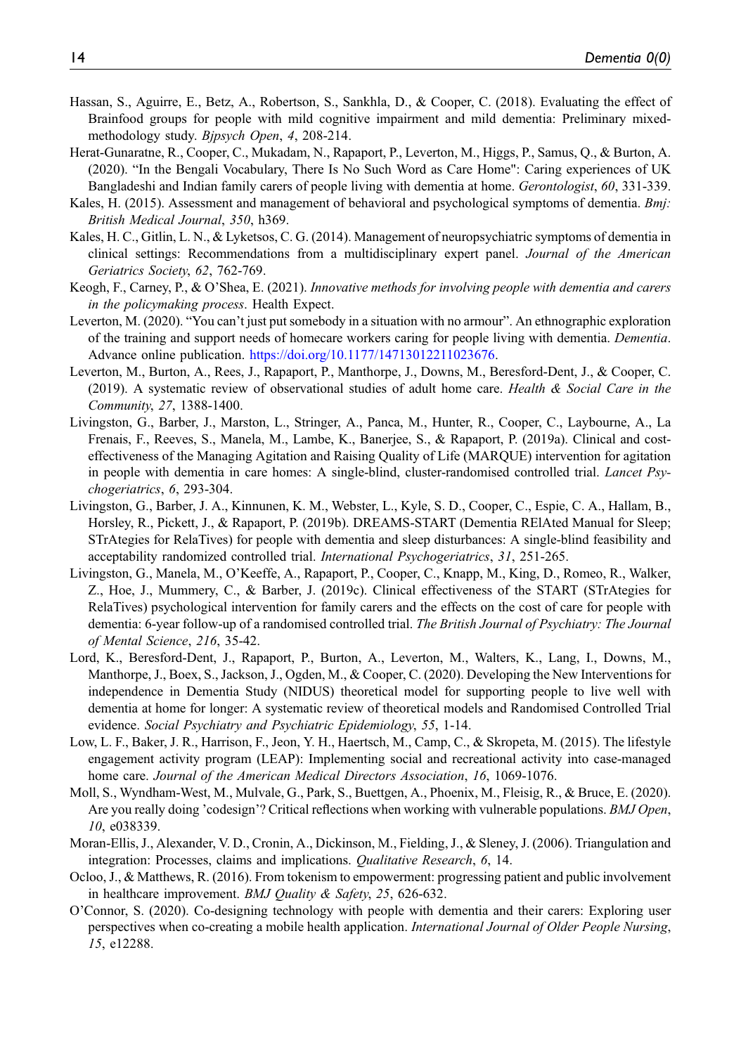Hassan, S., Aguirre, E., Betz, A., Robertson, S., Sankhla, D., & Cooper, C. (2018). Evaluating the effect of Brainfood groups for people with mild cognitive impairment and mild dementia: Preliminary mixed-methodology study. *Bjpsych Open*, *4*, 208-214.

Herat-Gunaratne, R., Cooper, C., Mukadam, N., Rapaport, P., Leverton, M., Higgs, P., Samus, Q., & Burton, A. (2020). "In the Bengali Vocabulary, There Is No Such Word as Care Home": Caring experiences of UK Bangladeshi and Indian family carers of people living with dementia at home. *Gerontologist*, *60*, 331-339.

Kales, H. (2015). Assessment and management of behavioral and psychological symptoms of dementia. *Bmj: British Medical Journal*, *350*, h369.

Kales, H. C., Gitlin, L. N., & Lyketsos, C. G. (2014). Management of neuropsychiatric symptoms of dementia in clinical settings: Recommendations from a multidisciplinary expert panel. *Journal of the American Geriatrics Society*, *62*, 762-769.

Keogh, F., Carney, P., & O'Shea, E. (2021). *Innovative methods for involving people with dementia and carers in the policymaking process*. Health Expect.

Leverton, M. (2020). "You can't just put somebody in a situation with no armour". An ethnographic exploration of the training and support needs of homecare workers caring for people living with dementia. *Dementia*. Advance online publication. https://doi.org/10.1177/14713012211023676.

Leverton, M., Burton, A., Rees, J., Rapaport, P., Manthorpe, J., Downs, M., Beresford-Dent, J., & Cooper, C. (2019). A systematic review of observational studies of adult home care. *Health & Social Care in the Community*, *27*, 1388-1400.

Livingston, G., Barber, J., Marston, L., Stringer, A., Panca, M., Hunter, R., Cooper, C., Laybourne, A., La Frenais, F., Reeves, S., Manela, M., Lambe, K., Banerjee, S., & Rapaport, P. (2019a). Clinical and cost-effectiveness of the Managing Agitation and Raising Quality of Life (MARQUE) intervention for agitation in people with dementia in care homes: A single-blind, cluster-randomised controlled trial. *Lancet Psychogeriatrics*, *6*, 293-304.

Livingston, G., Barber, J. A., Kinnunen, K. M., Webster, L., Kyle, S. D., Cooper, C., Espie, C. A., Hallam, B., Horsley, R., Pickett, J., & Rapaport, P. (2019b). DREAMS-START (Dementia RElAted Manual for Sleep; STrAtegies for RelaTives) for people with dementia and sleep disturbances: A single-blind feasibility and acceptability randomized controlled trial. *International Psychogeriatrics*, *31*, 251-265.

Livingston, G., Manela, M., O'Keeffe, A., Rapaport, P., Cooper, C., Knapp, M., King, D., Romeo, R., Walker, Z., Hoe, J., Mummery, C., & Barber, J. (2019c). Clinical effectiveness of the START (STrAtegies for RelaTives) psychological intervention for family carers and the effects on the cost of care for people with dementia: 6-year follow-up of a randomised controlled trial. *The British Journal of Psychiatry: The Journal of Mental Science*, *216*, 35-42.

Lord, K., Beresford-Dent, J., Rapaport, P., Burton, A., Leverton, M., Walters, K., Lang, I., Downs, M., Manthorpe, J., Boex, S., Jackson, J., Ogden, M., & Cooper, C. (2020). Developing the New Interventions for independence in Dementia Study (NIDUS) theoretical model for supporting people to live well with dementia at home for longer: A systematic review of theoretical models and Randomised Controlled Trial evidence. *Social Psychiatry and Psychiatric Epidemiology*, *55*, 1-14.

Low, L. F., Baker, J. R., Harrison, F., Jeon, Y. H., Haertsch, M., Camp, C., & Skropeta, M. (2015). The lifestyle engagement activity program (LEAP): Implementing social and recreational activity into case-managed home care. *Journal of the American Medical Directors Association*, *16*, 1069-1076.

Moll, S., Wyndham-West, M., Mulvale, G., Park, S., Buettgen, A., Phoenix, M., Fleisig, R., & Bruce, E. (2020). Are you really doing 'codesign'? Critical reflections when working with vulnerable populations. *BMJ Open*, *10*, e038339.

Moran-Ellis, J., Alexander, V. D., Cronin, A., Dickinson, M., Fielding, J., & Sleney, J. (2006). Triangulation and integration: Processes, claims and implications. *Qualitative Research*, *6*, 14.

Ocloo, J., & Matthews, R. (2016). From tokenism to empowerment: progressing patient and public involvement in healthcare improvement. *BMJ Quality & Safety*, *25*, 626-632.

O'Connor, S. (2020). Co-designing technology with people with dementia and their carers: Exploring user perspectives when co-creating a mobile health application. *International Journal of Older People Nursing*, *15*, e12288.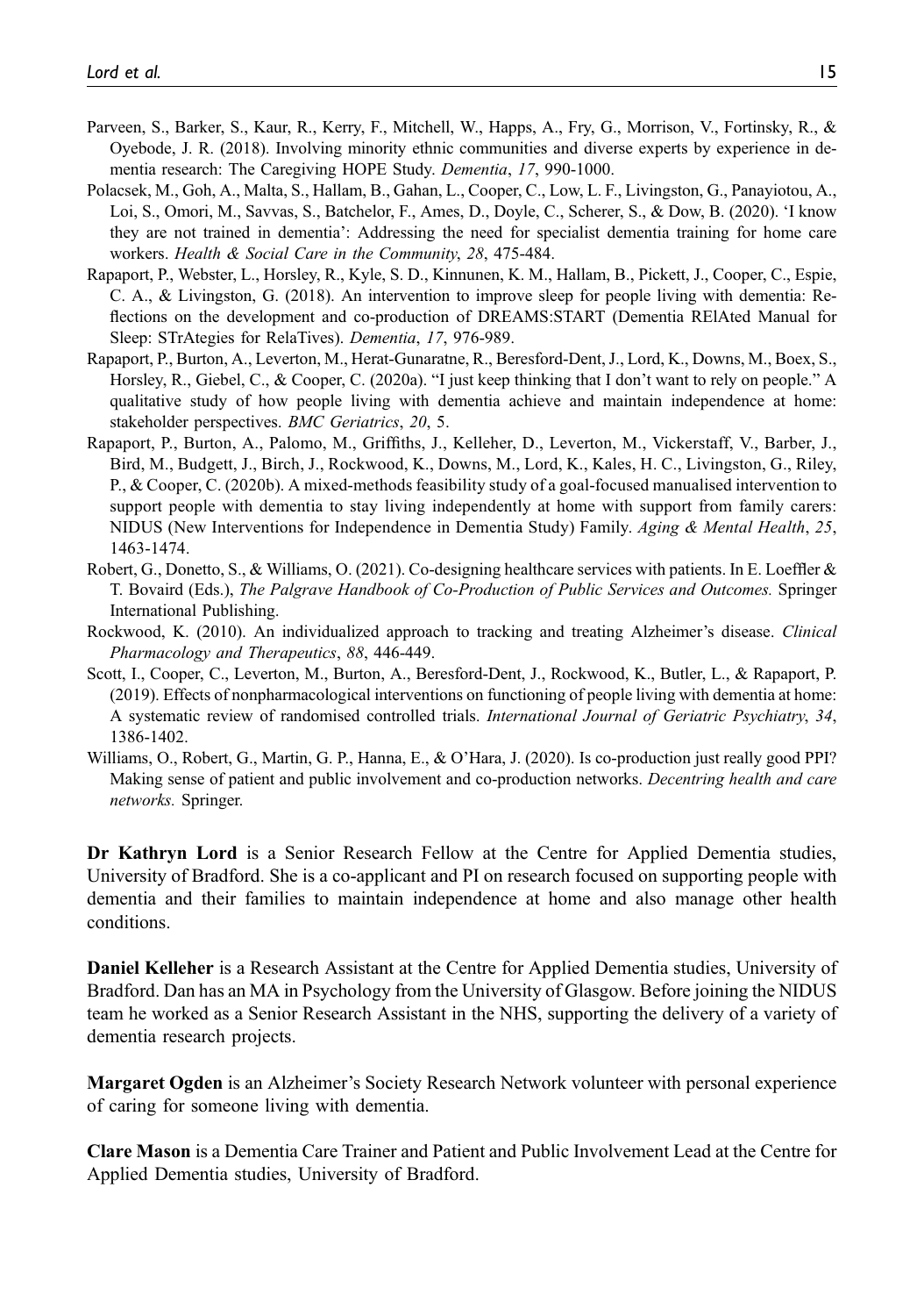Parveen, S., Barker, S., Kaur, R., Kerry, F., Mitchell, W., Happs, A., Fry, G., Morrison, V., Fortinsky, R., & Oyebode, J. R. (2018). Involving minority ethnic communities and diverse experts by experience in dementia research: The Caregiving HOPE Study. *Dementia*, *17*, 990-1000.

Polacsek, M., Goh, A., Malta, S., Hallam, B., Gahan, L., Cooper, C., Low, L. F., Livingston, G., Panayiotou, A., Loi, S., Omori, M., Savvas, S., Batchelor, F., Ames, D., Doyle, C., Scherer, S., & Dow, B. (2020). 'I know they are not trained in dementia': Addressing the need for specialist dementia training for home care workers. *Health & Social Care in the Community*, *28*, 475-484.

Rapaport, P., Webster, L., Horsley, R., Kyle, S. D., Kinnunen, K. M., Hallam, B., Pickett, J., Cooper, C., Espie, C. A., & Livingston, G. (2018). An intervention to improve sleep for people living with dementia: Reflections on the development and co-production of DREAMS:START (Dementia RElAted Manual for Sleep: STrAtegies for RelaTives). *Dementia*, *17*, 976-989.

Rapaport, P., Burton, A., Leverton, M., Herat-Gunaratne, R., Beresford-Dent, J., Lord, K., Downs, M., Boex, S., Horsley, R., Giebel, C., & Cooper, C. (2020a). "I just keep thinking that I don't want to rely on people." A qualitative study of how people living with dementia achieve and maintain independence at home: stakeholder perspectives. *BMC Geriatrics*, *20*, 5.

Rapaport, P., Burton, A., Palomo, M., Griffiths, J., Kelleher, D., Leverton, M., Vickerstaff, V., Barber, J., Bird, M., Budgett, J., Birch, J., Rockwood, K., Downs, M., Lord, K., Kales, H. C., Livingston, G., Riley, P., & Cooper, C. (2020b). A mixed-methods feasibility study of a goal-focused manualised intervention to support people with dementia to stay living independently at home with support from family carers: NIDUS (New Interventions for Independence in Dementia Study) Family. *Aging & Mental Health*, *25*, 1463-1474.

Robert, G., Donetto, S., & Williams, O. (2021). Co-designing healthcare services with patients. In E. Loeffler & T. Bovaird (Eds.), *The Palgrave Handbook of Co-Production of Public Services and Outcomes.* Springer International Publishing.

Rockwood, K. (2010). An individualized approach to tracking and treating Alzheimer's disease. *Clinical Pharmacology and Therapeutics*, *88*, 446-449.

Scott, I., Cooper, C., Leverton, M., Burton, A., Beresford-Dent, J., Rockwood, K., Butler, L., & Rapaport, P. (2019). Effects of nonpharmacological interventions on functioning of people living with dementia at home: A systematic review of randomised controlled trials. *International Journal of Geriatric Psychiatry*, *34*, 1386-1402.

Williams, O., Robert, G., Martin, G. P., Hanna, E., & O'Hara, J. (2020). Is co-production just really good PPI? Making sense of patient and public involvement and co-production networks. *Decentring health and care networks.* Springer.

**Dr Kathryn Lord** is a Senior Research Fellow at the Centre for Applied Dementia studies, University of Bradford. She is a co-applicant and PI on research focused on supporting people with dementia and their families to maintain independence at home and also manage other health conditions.

**Daniel Kelleher** is a Research Assistant at the Centre for Applied Dementia studies, University of Bradford. Dan has an MA in Psychology from the University of Glasgow. Before joining the NIDUS team he worked as a Senior Research Assistant in the NHS, supporting the delivery of a variety of dementia research projects.

**Margaret Ogden** is an Alzheimer's Society Research Network volunteer with personal experience of caring for someone living with dementia.

**Clare Mason** is a Dementia Care Trainer and Patient and Public Involvement Lead at the Centre for Applied Dementia studies, University of Bradford.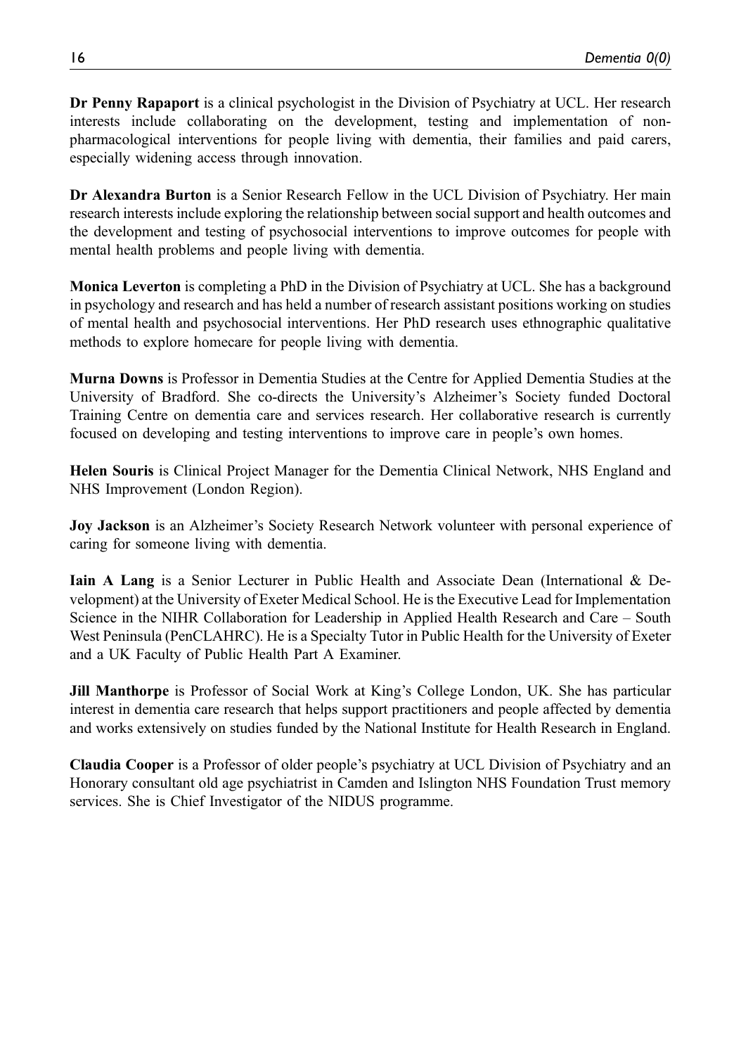**Dr Penny Rapaport** is a clinical psychologist in the Division of Psychiatry at UCL. Her research interests include collaborating on the development, testing and implementation of non-pharmacological interventions for people living with dementia, their families and paid carers, especially widening access through innovation.

**Dr Alexandra Burton** is a Senior Research Fellow in the UCL Division of Psychiatry. Her main research interests include exploring the relationship between social support and health outcomes and the development and testing of psychosocial interventions to improve outcomes for people with mental health problems and people living with dementia.

**Monica Leverton** is completing a PhD in the Division of Psychiatry at UCL. She has a background in psychology and research and has held a number of research assistant positions working on studies of mental health and psychosocial interventions. Her PhD research uses ethnographic qualitative methods to explore homecare for people living with dementia.

**Murna Downs** is Professor in Dementia Studies at the Centre for Applied Dementia Studies at the University of Bradford. She co-directs the University's Alzheimer's Society funded Doctoral Training Centre on dementia care and services research. Her collaborative research is currently focused on developing and testing interventions to improve care in people's own homes.

**Helen Souris** is Clinical Project Manager for the Dementia Clinical Network, NHS England and NHS Improvement (London Region).

**Joy Jackson** is an Alzheimer's Society Research Network volunteer with personal experience of caring for someone living with dementia.

**Iain A Lang** is a Senior Lecturer in Public Health and Associate Dean (International & Development) at the University of Exeter Medical School. He is the Executive Lead for Implementation Science in the NIHR Collaboration for Leadership in Applied Health Research and Care – South West Peninsula (PenCLAHRC). He is a Specialty Tutor in Public Health for the University of Exeter and a UK Faculty of Public Health Part A Examiner.

**Jill Manthorpe** is Professor of Social Work at King's College London, UK. She has particular interest in dementia care research that helps support practitioners and people affected by dementia and works extensively on studies funded by the National Institute for Health Research in England.

**Claudia Cooper** is a Professor of older people's psychiatry at UCL Division of Psychiatry and an Honorary consultant old age psychiatrist in Camden and Islington NHS Foundation Trust memory services. She is Chief Investigator of the NIDUS programme.